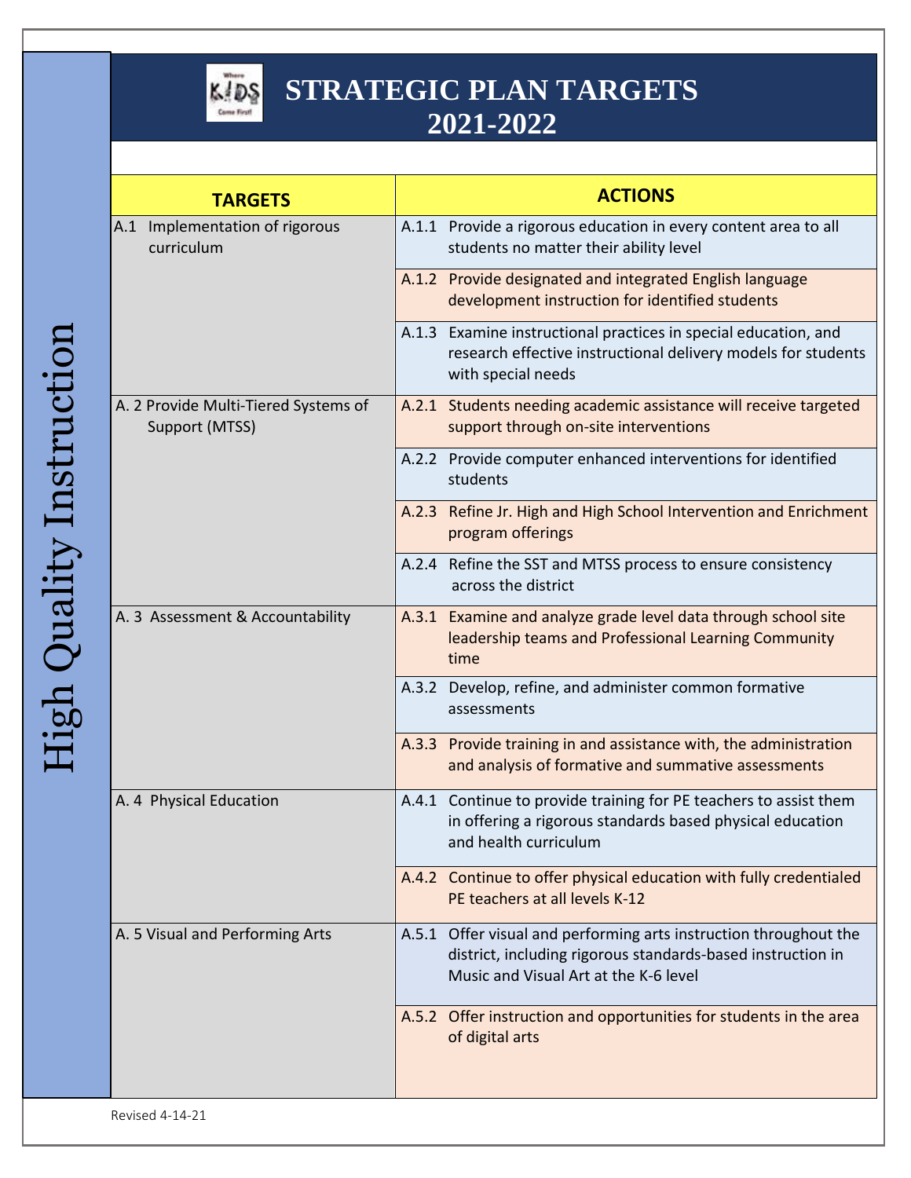# STRATEGIC PLAN TARGETS 2021-2022

## High Quality Instruction

| TARGETS | ACTIONS |
|---|---|
| A.1 Implementation of rigorous curriculum | A.1.1 Provide a rigorous education in every content area to all students no matter their ability level |
| | A.1.2 Provide designated and integrated English language development instruction for identified students |
| | A.1.3 Examine instructional practices in special education, and research effective instructional delivery models for students with special needs |
| A. 2 Provide Multi-Tiered Systems of Support (MTSS) | A.2.1 Students needing academic assistance will receive targeted support through on-site interventions |
| | A.2.2 Provide computer enhanced interventions for identified students |
| | A.2.3 Refine Jr. High and High School Intervention and Enrichment program offerings |
| | A.2.4 Refine the SST and MTSS process to ensure consistency across the district |
| A. 3 Assessment & Accountability | A.3.1 Examine and analyze grade level data through school site leadership teams and Professional Learning Community time |
| | A.3.2 Develop, refine, and administer common formative assessments |
| | A.3.3 Provide training in and assistance with, the administration and analysis of formative and summative assessments |
| A. 4 Physical Education | A.4.1 Continue to provide training for PE teachers to assist them in offering a rigorous standards based physical education and health curriculum |
| | A.4.2 Continue to offer physical education with fully credentialed PE teachers at all levels K-12 |
| A. 5 Visual and Performing Arts | A.5.1 Offer visual and performing arts instruction throughout the district, including rigorous standards-based instruction in Music and Visual Art at the K-6 level |
| | A.5.2 Offer instruction and opportunities for students in the area of digital arts |

Revised 4-14-21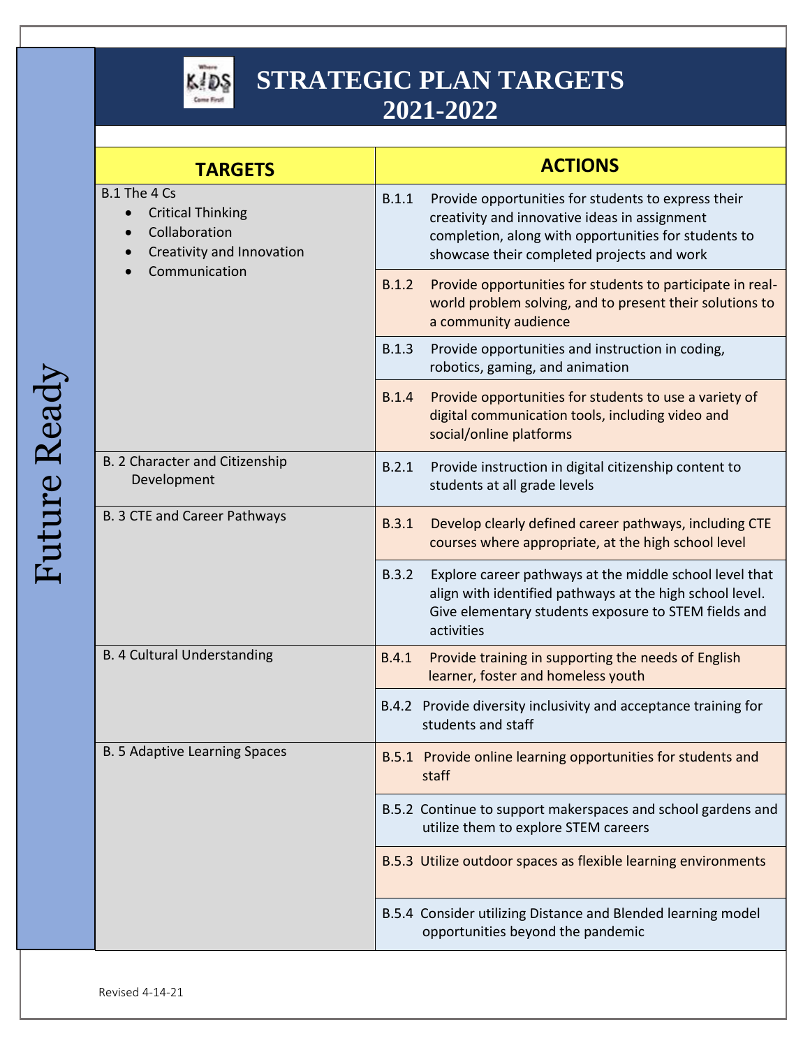# STRATEGIC PLAN TARGETS 2021-2022

**Future Ready**

| TARGETS | ACTIONS |
| --- | --- |
| B.1 The 4 Cs<br>• Critical Thinking<br>• Collaboration<br>• Creativity and Innovation<br>• Communication | B.1.1 Provide opportunities for students to express their creativity and innovative ideas in assignment completion, along with opportunities for students to showcase their completed projects and work |
| | B.1.2 Provide opportunities for students to participate in real-world problem solving, and to present their solutions to a community audience |
| | B.1.3 Provide opportunities and instruction in coding, robotics, gaming, and animation |
| | B.1.4 Provide opportunities for students to use a variety of digital communication tools, including video and social/online platforms |
| B. 2 Character and Citizenship Development | B.2.1 Provide instruction in digital citizenship content to students at all grade levels |
| B. 3 CTE and Career Pathways | B.3.1 Develop clearly defined career pathways, including CTE courses where appropriate, at the high school level |
| | B.3.2 Explore career pathways at the middle school level that align with identified pathways at the high school level. Give elementary students exposure to STEM fields and activities |
| B. 4 Cultural Understanding | B.4.1 Provide training in supporting the needs of English learner, foster and homeless youth |
| | B.4.2 Provide diversity inclusivity and acceptance training for students and staff |
| B. 5 Adaptive Learning Spaces | B.5.1 Provide online learning opportunities for students and staff |
| | B.5.2 Continue to support makerspaces and school gardens and utilize them to explore STEM careers |
| | B.5.3 Utilize outdoor spaces as flexible learning environments |
| | B.5.4 Consider utilizing Distance and Blended learning model opportunities beyond the pandemic |

Revised 4-14-21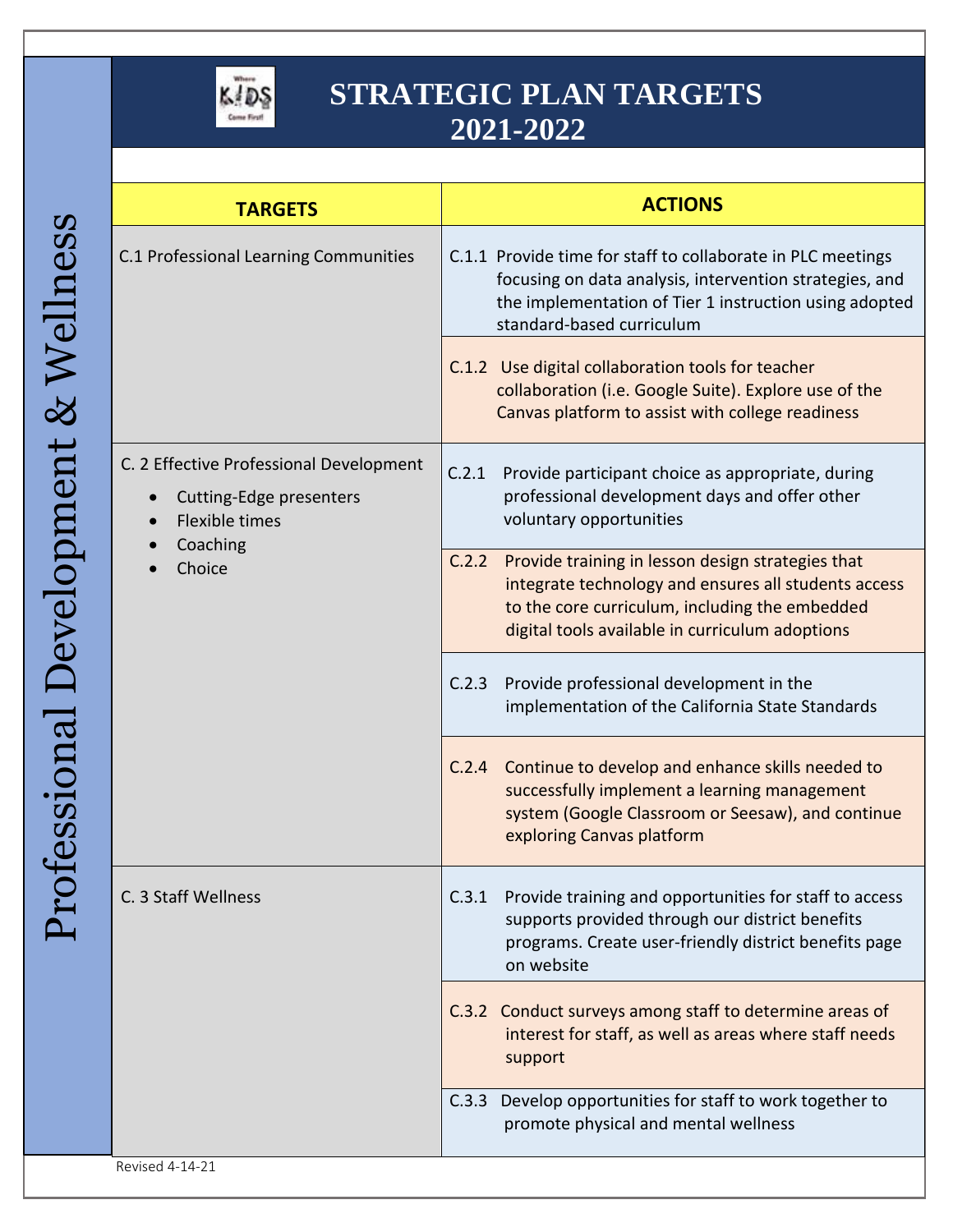# STRATEGIC PLAN TARGETS 2021-2022

## Professional Development & Wellness

| TARGETS | ACTIONS |
|---|---|
| C.1 Professional Learning Communities | C.1.1 Provide time for staff to collaborate in PLC meetings focusing on data analysis, intervention strategies, and the implementation of Tier 1 instruction using adopted standard-based curriculum |
| | C.1.2 Use digital collaboration tools for teacher collaboration (i.e. Google Suite). Explore use of the Canvas platform to assist with college readiness |
| C. 2 Effective Professional Development<br>• Cutting-Edge presenters<br>• Flexible times<br>• Coaching<br>• Choice | C.2.1 Provide participant choice as appropriate, during professional development days and offer other voluntary opportunities |
| | C.2.2 Provide training in lesson design strategies that integrate technology and ensures all students access to the core curriculum, including the embedded digital tools available in curriculum adoptions |
| | C.2.3 Provide professional development in the implementation of the California State Standards |
| | C.2.4 Continue to develop and enhance skills needed to successfully implement a learning management system (Google Classroom or Seesaw), and continue exploring Canvas platform |
| C. 3 Staff Wellness | C.3.1 Provide training and opportunities for staff to access supports provided through our district benefits programs. Create user-friendly district benefits page on website |
| | C.3.2 Conduct surveys among staff to determine areas of interest for staff, as well as areas where staff needs support |
| | C.3.3 Develop opportunities for staff to work together to promote physical and mental wellness |

Revised 4-14-21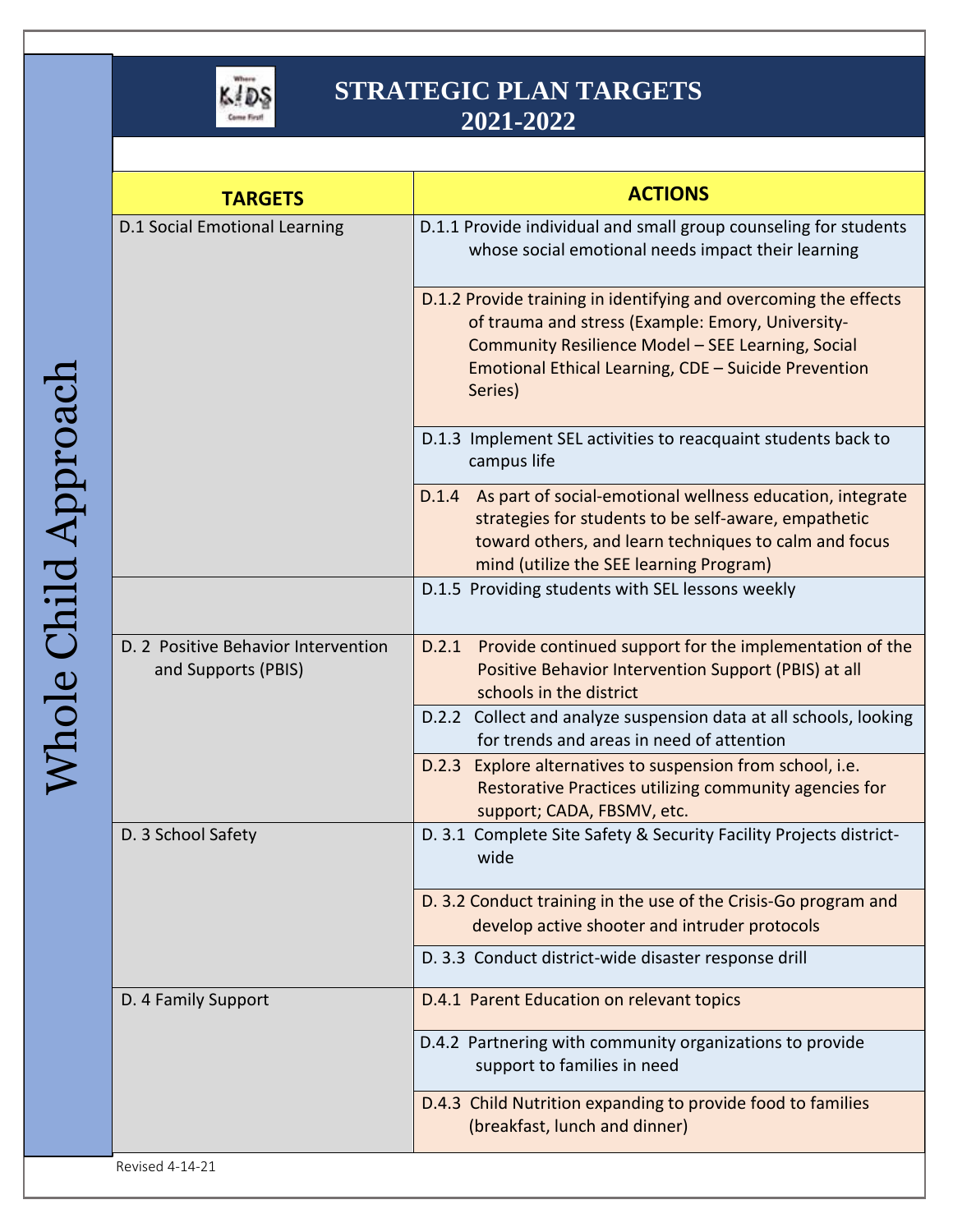# STRATEGIC PLAN TARGETS 2021-2022

## Whole Child Approach

| TARGETS | ACTIONS |
|---|---|
| D.1 Social Emotional Learning | D.1.1 Provide individual and small group counseling for students whose social emotional needs impact their learning |
| | D.1.2 Provide training in identifying and overcoming the effects of trauma and stress (Example: Emory, University-Community Resilience Model – SEE Learning, Social Emotional Ethical Learning, CDE – Suicide Prevention Series) |
| | D.1.3 Implement SEL activities to reacquaint students back to campus life |
| | D.1.4 As part of social-emotional wellness education, integrate strategies for students to be self-aware, empathetic toward others, and learn techniques to calm and focus mind (utilize the SEE learning Program) |
| | D.1.5 Providing students with SEL lessons weekly |
| D. 2 Positive Behavior Intervention and Supports (PBIS) | D.2.1 Provide continued support for the implementation of the Positive Behavior Intervention Support (PBIS) at all schools in the district |
| | D.2.2 Collect and analyze suspension data at all schools, looking for trends and areas in need of attention |
| | D.2.3 Explore alternatives to suspension from school, i.e. Restorative Practices utilizing community agencies for support; CADA, FBSMV, etc. |
| D. 3 School Safety | D. 3.1 Complete Site Safety & Security Facility Projects district-wide |
| | D. 3.2 Conduct training in the use of the Crisis-Go program and develop active shooter and intruder protocols |
| | D. 3.3 Conduct district-wide disaster response drill |
| D. 4 Family Support | D.4.1 Parent Education on relevant topics |
| | D.4.2 Partnering with community organizations to provide support to families in need |
| | D.4.3 Child Nutrition expanding to provide food to families (breakfast, lunch and dinner) |

Revised 4-14-21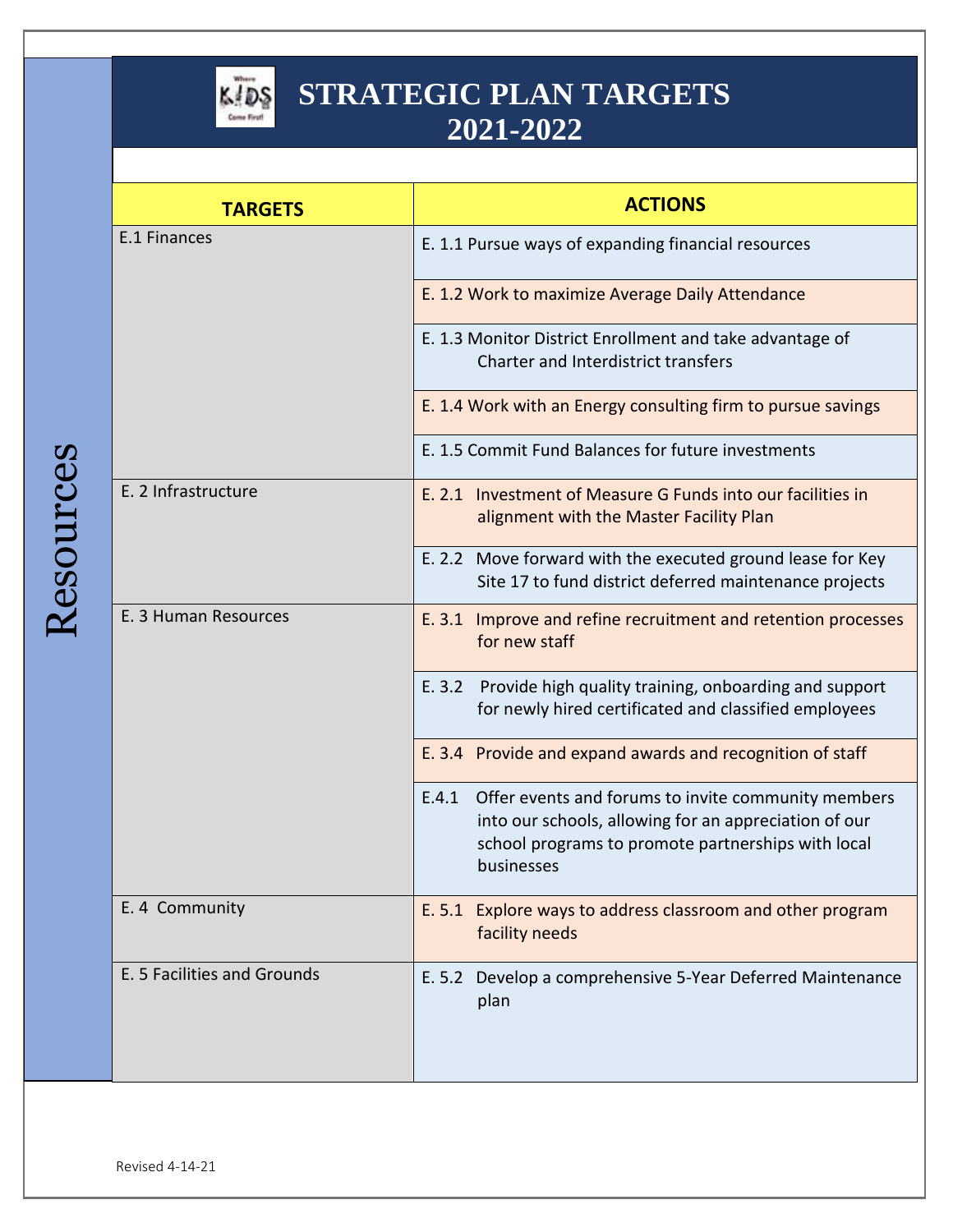# STRATEGIC PLAN TARGETS 2021-2022

Resources

| TARGETS | ACTIONS |
| --- | --- |
| E.1 Finances | E. 1.1 Pursue ways of expanding financial resources |
| | E. 1.2 Work to maximize Average Daily Attendance |
| | E. 1.3 Monitor District Enrollment and take advantage of Charter and Interdistrict transfers |
| | E. 1.4 Work with an Energy consulting firm to pursue savings |
| | E. 1.5 Commit Fund Balances for future investments |
| E. 2 Infrastructure | E. 2.1 Investment of Measure G Funds into our facilities in alignment with the Master Facility Plan |
| | E. 2.2 Move forward with the executed ground lease for Key Site 17 to fund district deferred maintenance projects |
| E. 3 Human Resources | E. 3.1 Improve and refine recruitment and retention processes for new staff |
| | E. 3.2 Provide high quality training, onboarding and support for newly hired certificated and classified employees |
| | E. 3.4 Provide and expand awards and recognition of staff |
| | E.4.1 Offer events and forums to invite community members into our schools, allowing for an appreciation of our school programs to promote partnerships with local businesses |
| E. 4 Community | E. 5.1 Explore ways to address classroom and other program facility needs |
| E. 5 Facilities and Grounds | E. 5.2 Develop a comprehensive 5-Year Deferred Maintenance plan |

Revised 4-14-21